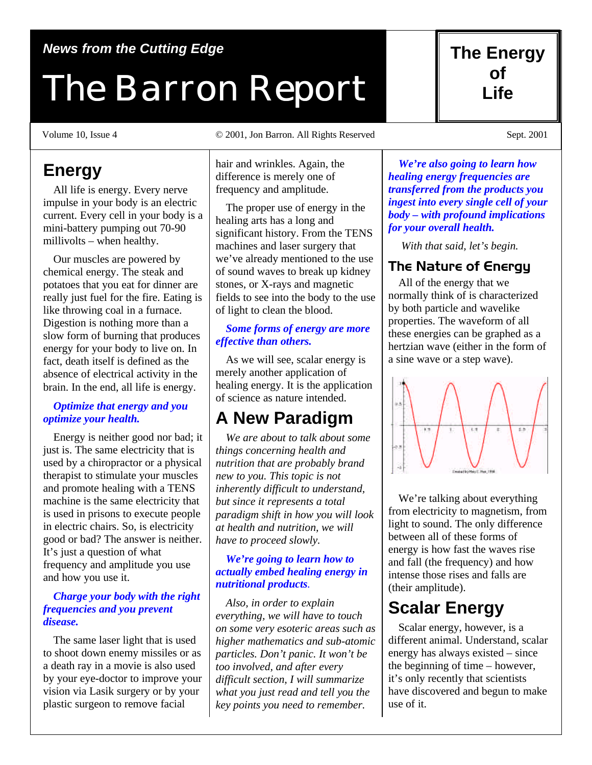*News from the Cutting Edge*

# The Barron Report

**The Energy of Life**

Volume 10, Issue 4 © 2001, Jon Barron. All Rights Reserved Sept. 2001

## Energy

All life is energy. Every nerve impulse in your body is an electric current. Every cell in your body is a mini-battery pumping out 70-90 millivolts – when healthy.

Our muscles are powered by chemical energy. The steak and potatoes that you eat for dinner are really just fuel for the fire. Eating is like throwing coal in a furnace. Digestion is nothing more than a slow form of burning that produces energy for your body to live on. In fact, death itself is defined as the absence of electrical activity in the brain. In the end, all life is energy.

***Optimize that energy and you optimize your health.***

Energy is neither good nor bad; it just is. The same electricity that is used by a chiropractor or a physical therapist to stimulate your muscles and promote healing with a TENS machine is the same electricity that is used in prisons to execute people in electric chairs. So, is electricity good or bad? The answer is neither. It's just a question of what frequency and amplitude you use and how you use it.

***Charge your body with the right frequencies and you prevent disease.***

The same laser light that is used to shoot down enemy missiles or as a death ray in a movie is also used by your eye-doctor to improve your vision via Lasik surgery or by your plastic surgeon to remove facial hair and wrinkles. Again, the difference is merely one of frequency and amplitude.

The proper use of energy in the healing arts has a long and significant history. From the TENS machines and laser surgery that we've already mentioned to the use of sound waves to break up kidney stones, or X-rays and magnetic fields to see into the body to the use of light to clean the blood.

***Some forms of energy are more effective than others.***

As we will see, scalar energy is merely another application of healing energy. It is the application of science as nature intended.

## A New Paradigm

*We are about to talk about some things concerning health and nutrition that are probably brand new to you. This topic is not inherently difficult to understand, but since it represents a total paradigm shift in how you will look at health and nutrition, we will have to proceed slowly.*

***We're going to learn how to actually embed healing energy in nutritional products.***

*Also, in order to explain everything, we will have to touch on some very esoteric areas such as higher mathematics and sub-atomic particles. Don't panic. It won't be too involved, and after every difficult section, I will summarize what you just read and tell you the key points you need to remember.*

***We're also going to learn how healing energy frequencies are transferred from the products you ingest into every single cell of your body – with profound implications for your overall health.***

*With that said, let's begin.*

### The Nature of Energy

All of the energy that we normally think of is characterized by both particle and wavelike properties. The waveform of all these energies can be graphed as a hertzian wave (either in the form of a sine wave or a step wave).

We're talking about everything from electricity to magnetism, from light to sound. The only difference between all of these forms of energy is how fast the waves rise and fall (the frequency) and how intense those rises and falls are (their amplitude).

## Scalar Energy

Scalar energy, however, is a different animal. Understand, scalar energy has always existed – since the beginning of time – however, it's only recently that scientists have discovered and begun to make use of it.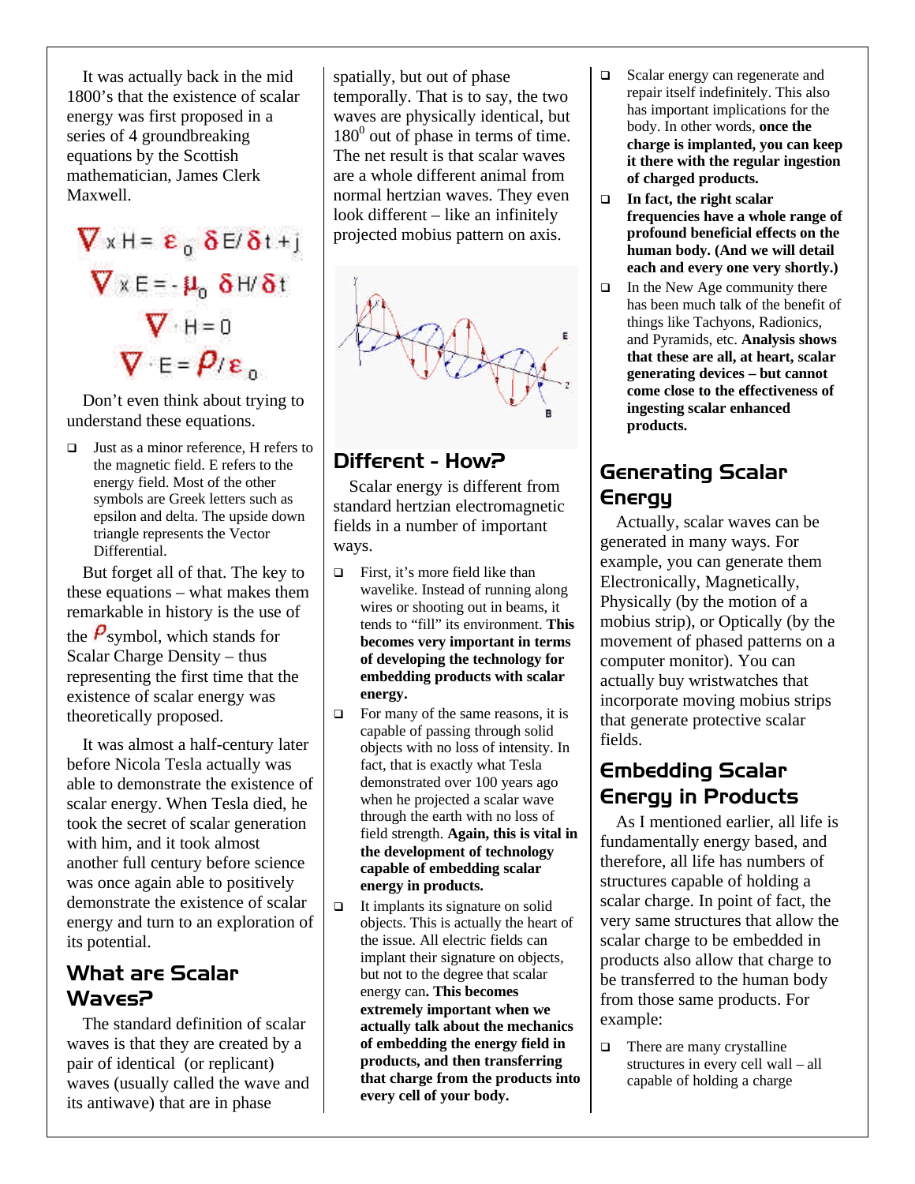It was actually back in the mid 1800's that the existence of scalar energy was first proposed in a series of 4 groundbreaking equations by the Scottish mathematician, James Clerk Maxwell.

$$\nabla \times H = \varepsilon_0 \, \delta E / \delta t + j$$

$$\nabla \times E = -\mu_0 \, \delta H / \delta t$$

$$\nabla \cdot H = 0$$

$$\nabla \cdot E = \rho / \varepsilon_0$$

Don't even think about trying to understand these equations.

- Just as a minor reference, H refers to the magnetic field. E refers to the energy field. Most of the other symbols are Greek letters such as epsilon and delta. The upside down triangle represents the Vector Differential.

But forget all of that. The key to these equations – what makes them remarkable in history is the use of the $\rho$ symbol, which stands for Scalar Charge Density – thus representing the first time that the existence of scalar energy was theoretically proposed.

It was almost a half-century later before Nicola Tesla actually was able to demonstrate the existence of scalar energy. When Tesla died, he took the secret of scalar generation with him, and it took almost another full century before science was once again able to positively demonstrate the existence of scalar energy and turn to an exploration of its potential.

## What are Scalar Waves?

The standard definition of scalar waves is that they are created by a pair of identical (or replicant) waves (usually called the wave and its antiwave) that are in phase spatially, but out of phase temporally. That is to say, the two waves are physically identical, but $180^0$ out of phase in terms of time. The net result is that scalar waves are a whole different animal from normal hertzian waves. They even look different – like an infinitely projected mobius pattern on axis.

Y
X
E
Z
B

## Different - How?

Scalar energy is different from standard hertzian electromagnetic fields in a number of important ways.

- First, it's more field like than wavelike. Instead of running along wires or shooting out in beams, it tends to "fill" its environment. **This becomes very important in terms of developing the technology for embedding products with scalar energy.**
- For many of the same reasons, it is capable of passing through solid objects with no loss of intensity. In fact, that is exactly what Tesla demonstrated over 100 years ago when he projected a scalar wave through the earth with no loss of field strength. **Again, this is vital in the development of technology capable of embedding scalar energy in products.**
- It implants its signature on solid objects. This is actually the heart of the issue. All electric fields can implant their signature on objects, but not to the degree that scalar energy can**. This becomes extremely important when we actually talk about the mechanics of embedding the energy field in products, and then transferring that charge from the products into every cell of your body.**
- Scalar energy can regenerate and repair itself indefinitely. This also has important implications for the body. In other words, **once the charge is implanted, you can keep it there with the regular ingestion of charged products.**
- **In fact, the right scalar frequencies have a whole range of profound beneficial effects on the human body. (And we will detail each and every one very shortly.)**
- In the New Age community there has been much talk of the benefit of things like Tachyons, Radionics, and Pyramids, etc. **Analysis shows that these are all, at heart, scalar generating devices – but cannot come close to the effectiveness of ingesting scalar enhanced products.**

## Generating Scalar Energy

Actually, scalar waves can be generated in many ways. For example, you can generate them Electronically, Magnetically, Physically (by the motion of a mobius strip), or Optically (by the movement of phased patterns on a computer monitor). You can actually buy wristwatches that incorporate moving mobius strips that generate protective scalar fields.

## Embedding Scalar Energy in Products

As I mentioned earlier, all life is fundamentally energy based, and therefore, all life has numbers of structures capable of holding a scalar charge. In point of fact, the very same structures that allow the scalar charge to be embedded in products also allow that charge to be transferred to the human body from those same products. For example:

- There are many crystalline structures in every cell wall – all capable of holding a charge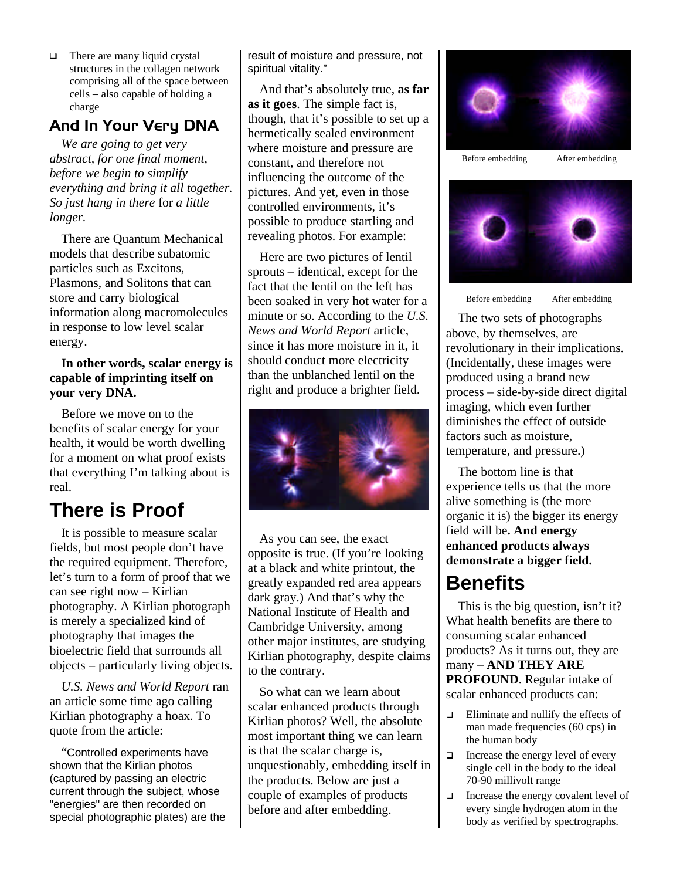- There are many liquid crystal structures in the collagen network comprising all of the space between cells – also capable of holding a charge

## And In Your Very DNA

*We are going to get very abstract, for one final moment, before we begin to simplify everything and bring it all together. So just hang in there* for *a little longer.*

There are Quantum Mechanical models that describe subatomic particles such as Excitons, Plasmons, and Solitons that can store and carry biological information along macromolecules in response to low level scalar energy.

**In other words, scalar energy is capable of imprinting itself on your very DNA.**

Before we move on to the benefits of scalar energy for your health, it would be worth dwelling for a moment on what proof exists that everything I'm talking about is real.

# There is Proof

It is possible to measure scalar fields, but most people don't have the required equipment. Therefore, let's turn to a form of proof that we can see right now – Kirlian photography. A Kirlian photograph is merely a specialized kind of photography that images the bioelectric field that surrounds all objects – particularly living objects.

*U.S. News and World Report* ran an article some time ago calling Kirlian photography a hoax. To quote from the article:

"Controlled experiments have shown that the Kirlian photos (captured by passing an electric current through the subject, whose "energies" are then recorded on special photographic plates) are the result of moisture and pressure, not spiritual vitality."

And that's absolutely true, **as far as it goes**. The simple fact is, though, that it's possible to set up a hermetically sealed environment where moisture and pressure are constant, and therefore not influencing the outcome of the pictures. And yet, even in those controlled environments, it's possible to produce startling and revealing photos. For example:

Here are two pictures of lentil sprouts – identical, except for the fact that the lentil on the left has been soaked in very hot water for a minute or so. According to the *U.S. News and World Report* article, since it has more moisture in it, it should conduct more electricity than the unblanched lentil on the right and produce a brighter field.

As you can see, the exact opposite is true. (If you're looking at a black and white printout, the greatly expanded red area appears dark gray.) And that's why the National Institute of Health and Cambridge University, among other major institutes, are studying Kirlian photography, despite claims to the contrary.

So what can we learn about scalar enhanced products through Kirlian photos? Well, the absolute most important thing we can learn is that the scalar charge is, unquestionably, embedding itself in the products. Below are just a couple of examples of products before and after embedding.

Before embedding After embedding

Before embedding After embedding

The two sets of photographs above, by themselves, are revolutionary in their implications. (Incidentally, these images were produced using a brand new process – side-by-side direct digital imaging, which even further diminishes the effect of outside factors such as moisture, temperature, and pressure.)

The bottom line is that experience tells us that the more alive something is (the more organic it is) the bigger its energy field will be**. And energy enhanced products always demonstrate a bigger field.**

# Benefits

This is the big question, isn't it? What health benefits are there to consuming scalar enhanced products? As it turns out, they are many – **AND THEY ARE PROFOUND**. Regular intake of scalar enhanced products can:

- Eliminate and nullify the effects of man made frequencies (60 cps) in the human body
- Increase the energy level of every single cell in the body to the ideal 70-90 millivolt range
- Increase the energy covalent level of every single hydrogen atom in the body as verified by spectrographs.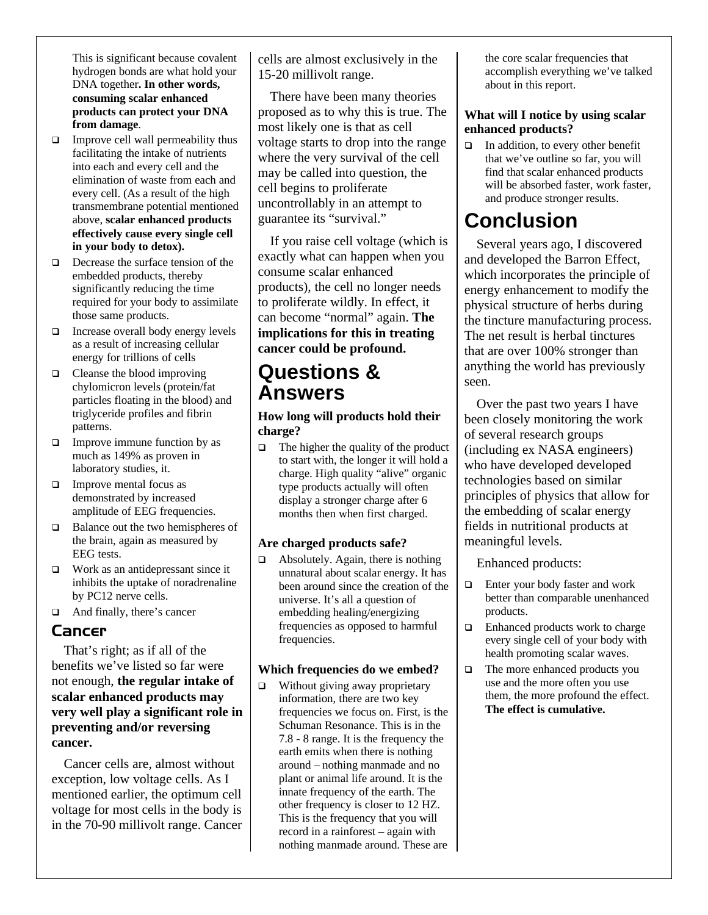This is significant because covalent hydrogen bonds are what hold your DNA together**. In other words, consuming scalar enhanced products can protect your DNA from damage**.

- Improve cell wall permeability thus facilitating the intake of nutrients into each and every cell and the elimination of waste from each and every cell. (As a result of the high transmembrane potential mentioned above, **scalar enhanced products effectively cause every single cell in your body to detox).**
- Decrease the surface tension of the embedded products, thereby significantly reducing the time required for your body to assimilate those same products.
- Increase overall body energy levels as a result of increasing cellular energy for trillions of cells
- Cleanse the blood improving chylomicron levels (protein/fat particles floating in the blood) and triglyceride profiles and fibrin patterns.
- Improve immune function by as much as 149% as proven in laboratory studies, it.
- Improve mental focus as demonstrated by increased amplitude of EEG frequencies.
- Balance out the two hemispheres of the brain, again as measured by EEG tests.
- Work as an antidepressant since it inhibits the uptake of noradrenaline by PC12 nerve cells.
- And finally, there's cancer

### Cancer

That's right; as if all of the benefits we've listed so far were not enough, **the regular intake of scalar enhanced products may very well play a significant role in preventing and/or reversing cancer.**

Cancer cells are, almost without exception, low voltage cells. As I mentioned earlier, the optimum cell voltage for most cells in the body is in the 70-90 millivolt range. Cancer cells are almost exclusively in the 15-20 millivolt range.

There have been many theories proposed as to why this is true. The most likely one is that as cell voltage starts to drop into the range where the very survival of the cell may be called into question, the cell begins to proliferate uncontrollably in an attempt to guarantee its "survival."

If you raise cell voltage (which is exactly what can happen when you consume scalar enhanced products), the cell no longer needs to proliferate wildly. In effect, it can become "normal" again. **The implications for this in treating cancer could be profound.**

## Questions & Answers

**How long will products hold their charge?**

- The higher the quality of the product to start with, the longer it will hold a charge. High quality "alive" organic type products actually will often display a stronger charge after 6 months then when first charged.

**Are charged products safe?**

- Absolutely. Again, there is nothing unnatural about scalar energy. It has been around since the creation of the universe. It's all a question of embedding healing/energizing frequencies as opposed to harmful frequencies.

**Which frequencies do we embed?**

- Without giving away proprietary information, there are two key frequencies we focus on. First, is the Schuman Resonance. This is in the 7.8 - 8 range. It is the frequency the earth emits when there is nothing around – nothing manmade and no plant or animal life around. It is the innate frequency of the earth. The other frequency is closer to 12 HZ. This is the frequency that you will record in a rainforest – again with nothing manmade around. These are the core scalar frequencies that accomplish everything we've talked about in this report.

**What will I notice by using scalar enhanced products?**

- In addition, to every other benefit that we've outline so far, you will find that scalar enhanced products will be absorbed faster, work faster, and produce stronger results.

## Conclusion

Several years ago, I discovered and developed the Barron Effect, which incorporates the principle of energy enhancement to modify the physical structure of herbs during the tincture manufacturing process. The net result is herbal tinctures that are over 100% stronger than anything the world has previously seen.

Over the past two years I have been closely monitoring the work of several research groups (including ex NASA engineers) who have developed developed technologies based on similar principles of physics that allow for the embedding of scalar energy fields in nutritional products at meaningful levels.

Enhanced products:

- Enter your body faster and work better than comparable unenhanced products.
- Enhanced products work to charge every single cell of your body with health promoting scalar waves.
- The more enhanced products you use and the more often you use them, the more profound the effect. **The effect is cumulative.**